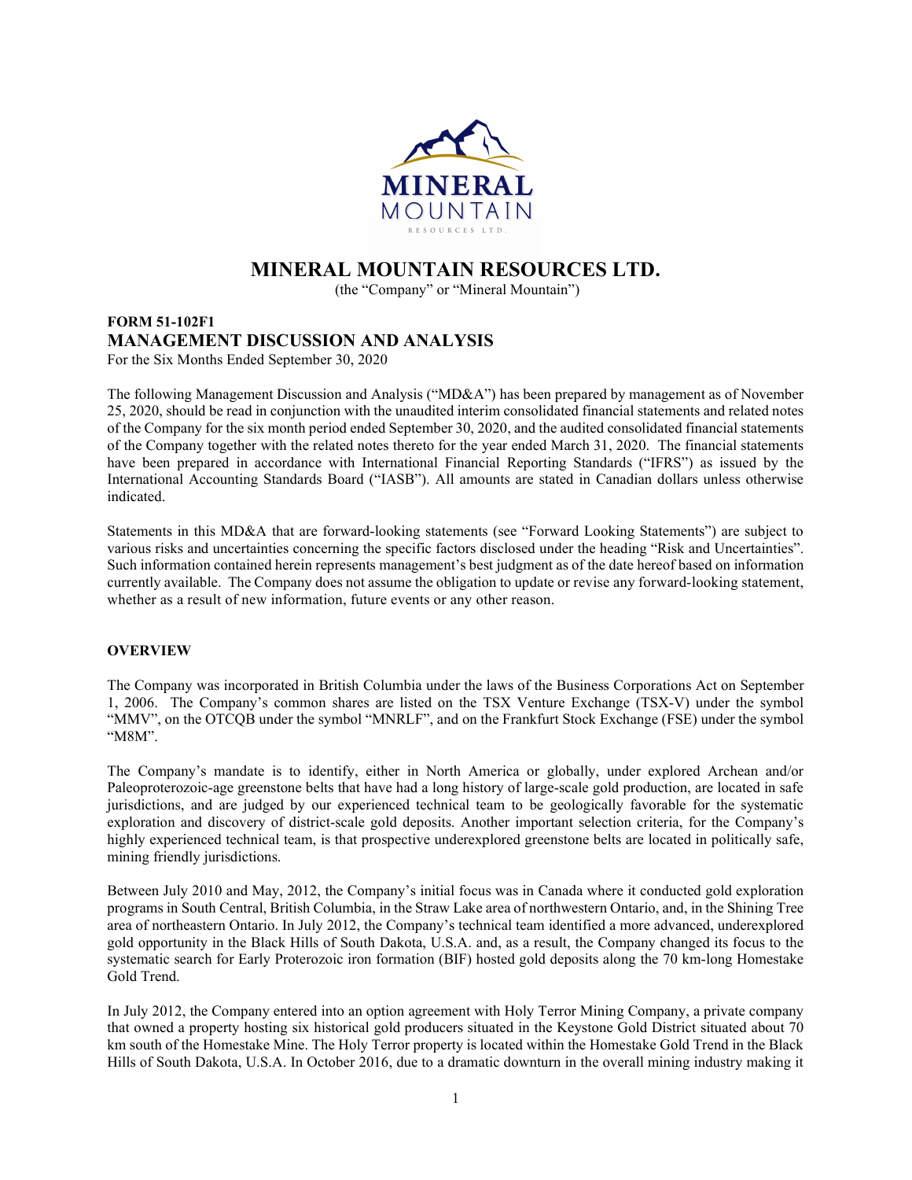# MINERAL MOUNTAIN RESOURCES LTD.

(the "Company" or "Mineral Mountain")

**FORM 51-102F1**

## MANAGEMENT DISCUSSION AND ANALYSIS

For the Six Months Ended September 30, 2020

The following Management Discussion and Analysis ("MD&A") has been prepared by management as of November 25, 2020, should be read in conjunction with the unaudited interim consolidated financial statements and related notes of the Company for the six month period ended September 30, 2020, and the audited consolidated financial statements of the Company together with the related notes thereto for the year ended March 31, 2020. The financial statements have been prepared in accordance with International Financial Reporting Standards ("IFRS") as issued by the International Accounting Standards Board ("IASB"). All amounts are stated in Canadian dollars unless otherwise indicated.

Statements in this MD&A that are forward-looking statements (see "Forward Looking Statements") are subject to various risks and uncertainties concerning the specific factors disclosed under the heading "Risk and Uncertainties". Such information contained herein represents management's best judgment as of the date hereof based on information currently available. The Company does not assume the obligation to update or revise any forward-looking statement, whether as a result of new information, future events or any other reason.

### OVERVIEW

The Company was incorporated in British Columbia under the laws of the Business Corporations Act on September 1, 2006. The Company's common shares are listed on the TSX Venture Exchange (TSX-V) under the symbol "MMV", on the OTCQB under the symbol "MNRLF", and on the Frankfurt Stock Exchange (FSE) under the symbol "M8M".

The Company's mandate is to identify, either in North America or globally, under explored Archean and/or Paleoproterozoic-age greenstone belts that have had a long history of large-scale gold production, are located in safe jurisdictions, and are judged by our experienced technical team to be geologically favorable for the systematic exploration and discovery of district-scale gold deposits. Another important selection criteria, for the Company's highly experienced technical team, is that prospective underexplored greenstone belts are located in politically safe, mining friendly jurisdictions.

Between July 2010 and May, 2012, the Company's initial focus was in Canada where it conducted gold exploration programs in South Central, British Columbia, in the Straw Lake area of northwestern Ontario, and, in the Shining Tree area of northeastern Ontario. In July 2012, the Company's technical team identified a more advanced, underexplored gold opportunity in the Black Hills of South Dakota, U.S.A. and, as a result, the Company changed its focus to the systematic search for Early Proterozoic iron formation (BIF) hosted gold deposits along the 70 km-long Homestake Gold Trend.

In July 2012, the Company entered into an option agreement with Holy Terror Mining Company, a private company that owned a property hosting six historical gold producers situated in the Keystone Gold District situated about 70 km south of the Homestake Mine. The Holy Terror property is located within the Homestake Gold Trend in the Black Hills of South Dakota, U.S.A. In October 2016, due to a dramatic downturn in the overall mining industry making it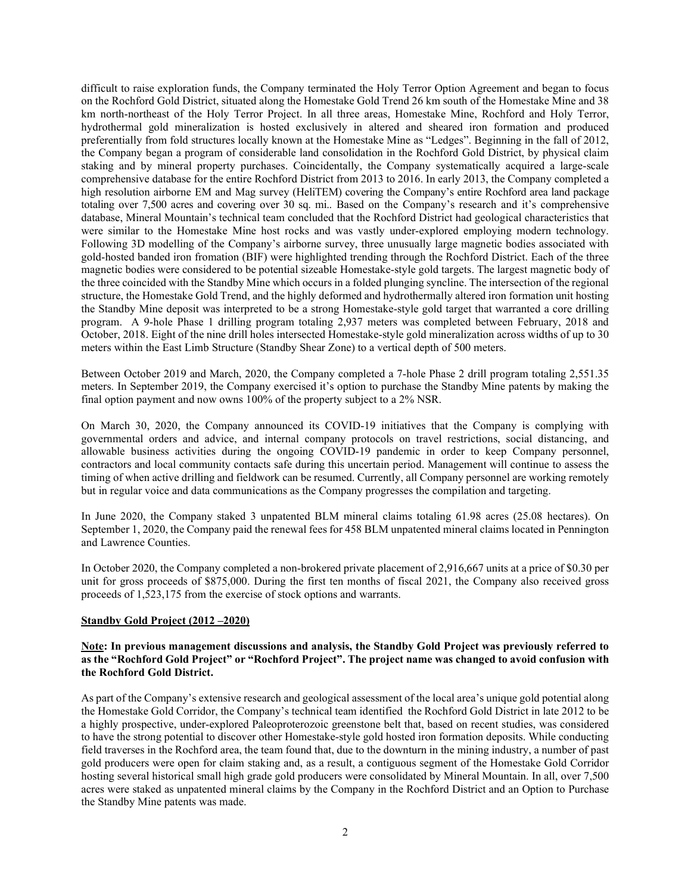difficult to raise exploration funds, the Company terminated the Holy Terror Option Agreement and began to focus on the Rochford Gold District, situated along the Homestake Gold Trend 26 km south of the Homestake Mine and 38 km north-northeast of the Holy Terror Project. In all three areas, Homestake Mine, Rochford and Holy Terror, hydrothermal gold mineralization is hosted exclusively in altered and sheared iron formation and produced preferentially from fold structures locally known at the Homestake Mine as "Ledges". Beginning in the fall of 2012, the Company began a program of considerable land consolidation in the Rochford Gold District, by physical claim staking and by mineral property purchases. Coincidentally, the Company systematically acquired a large-scale comprehensive database for the entire Rochford District from 2013 to 2016. In early 2013, the Company completed a high resolution airborne EM and Mag survey (HeliTEM) covering the Company's entire Rochford area land package totaling over 7,500 acres and covering over 30 sq. mi.. Based on the Company's research and it's comprehensive database, Mineral Mountain's technical team concluded that the Rochford District had geological characteristics that were similar to the Homestake Mine host rocks and was vastly under-explored employing modern technology. Following 3D modelling of the Company's airborne survey, three unusually large magnetic bodies associated with gold-hosted banded iron fromation (BIF) were highlighted trending through the Rochford District. Each of the three magnetic bodies were considered to be potential sizeable Homestake-style gold targets. The largest magnetic body of the three coincided with the Standby Mine which occurs in a folded plunging syncline. The intersection of the regional structure, the Homestake Gold Trend, and the highly deformed and hydrothermally altered iron formation unit hosting the Standby Mine deposit was interpreted to be a strong Homestake-style gold target that warranted a core drilling program. A 9-hole Phase 1 drilling program totaling 2,937 meters was completed between February, 2018 and October, 2018. Eight of the nine drill holes intersected Homestake-style gold mineralization across widths of up to 30 meters within the East Limb Structure (Standby Shear Zone) to a vertical depth of 500 meters.

Between October 2019 and March, 2020, the Company completed a 7-hole Phase 2 drill program totaling 2,551.35 meters. In September 2019, the Company exercised it's option to purchase the Standby Mine patents by making the final option payment and now owns 100% of the property subject to a 2% NSR.

On March 30, 2020, the Company announced its COVID-19 initiatives that the Company is complying with governmental orders and advice, and internal company protocols on travel restrictions, social distancing, and allowable business activities during the ongoing COVID-19 pandemic in order to keep Company personnel, contractors and local community contacts safe during this uncertain period. Management will continue to assess the timing of when active drilling and fieldwork can be resumed. Currently, all Company personnel are working remotely but in regular voice and data communications as the Company progresses the compilation and targeting.

In June 2020, the Company staked 3 unpatented BLM mineral claims totaling 61.98 acres (25.08 hectares). On September 1, 2020, the Company paid the renewal fees for 458 BLM unpatented mineral claims located in Pennington and Lawrence Counties.

In October 2020, the Company completed a non-brokered private placement of 2,916,667 units at a price of $0.30 per unit for gross proceeds of $875,000. During the first ten months of fiscal 2021, the Company also received gross proceeds of 1,523,175 from the exercise of stock options and warrants.

## Standby Gold Project (2012 –2020)

**Note: In previous management discussions and analysis, the Standby Gold Project was previously referred to as the "Rochford Gold Project" or "Rochford Project". The project name was changed to avoid confusion with the Rochford Gold District.**

As part of the Company's extensive research and geological assessment of the local area's unique gold potential along the Homestake Gold Corridor, the Company's technical team identified the Rochford Gold District in late 2012 to be a highly prospective, under-explored Paleoproterozoic greenstone belt that, based on recent studies, was considered to have the strong potential to discover other Homestake-style gold hosted iron formation deposits. While conducting field traverses in the Rochford area, the team found that, due to the downturn in the mining industry, a number of past gold producers were open for claim staking and, as a result, a contiguous segment of the Homestake Gold Corridor hosting several historical small high grade gold producers were consolidated by Mineral Mountain. In all, over 7,500 acres were staked as unpatented mineral claims by the Company in the Rochford District and an Option to Purchase the Standby Mine patents was made.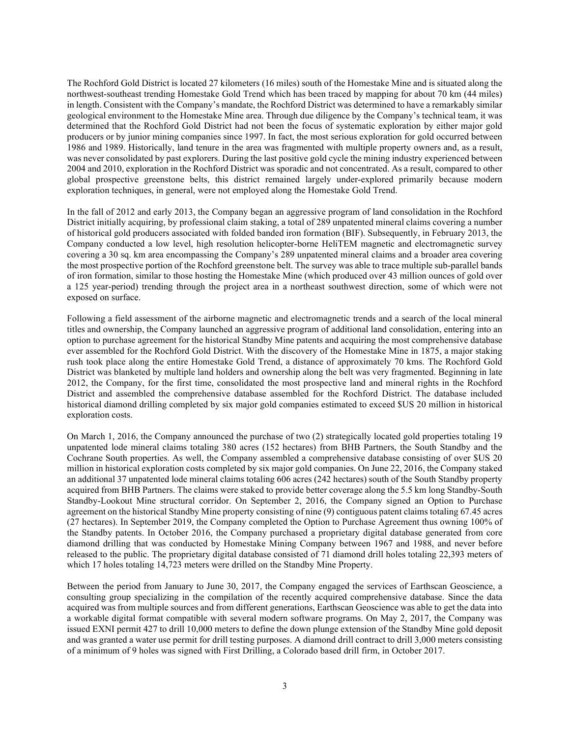The Rochford Gold District is located 27 kilometers (16 miles) south of the Homestake Mine and is situated along the northwest-southeast trending Homestake Gold Trend which has been traced by mapping for about 70 km (44 miles) in length. Consistent with the Company's mandate, the Rochford District was determined to have a remarkably similar geological environment to the Homestake Mine area. Through due diligence by the Company's technical team, it was determined that the Rochford Gold District had not been the focus of systematic exploration by either major gold producers or by junior mining companies since 1997. In fact, the most serious exploration for gold occurred between 1986 and 1989. Historically, land tenure in the area was fragmented with multiple property owners and, as a result, was never consolidated by past explorers. During the last positive gold cycle the mining industry experienced between 2004 and 2010, exploration in the Rochford District was sporadic and not concentrated. As a result, compared to other global prospective greenstone belts, this district remained largely under-explored primarily because modern exploration techniques, in general, were not employed along the Homestake Gold Trend.

In the fall of 2012 and early 2013, the Company began an aggressive program of land consolidation in the Rochford District initially acquiring, by professional claim staking, a total of 289 unpatented mineral claims covering a number of historical gold producers associated with folded banded iron formation (BIF). Subsequently, in February 2013, the Company conducted a low level, high resolution helicopter-borne HeliTEM magnetic and electromagnetic survey covering a 30 sq. km area encompassing the Company's 289 unpatented mineral claims and a broader area covering the most prospective portion of the Rochford greenstone belt. The survey was able to trace multiple sub-parallel bands of iron formation, similar to those hosting the Homestake Mine (which produced over 43 million ounces of gold over a 125 year-period) trending through the project area in a northeast southwest direction, some of which were not exposed on surface.

Following a field assessment of the airborne magnetic and electromagnetic trends and a search of the local mineral titles and ownership, the Company launched an aggressive program of additional land consolidation, entering into an option to purchase agreement for the historical Standby Mine patents and acquiring the most comprehensive database ever assembled for the Rochford Gold District. With the discovery of the Homestake Mine in 1875, a major staking rush took place along the entire Homestake Gold Trend, a distance of approximately 70 kms. The Rochford Gold District was blanketed by multiple land holders and ownership along the belt was very fragmented. Beginning in late 2012, the Company, for the first time, consolidated the most prospective land and mineral rights in the Rochford District and assembled the comprehensive database assembled for the Rochford District. The database included historical diamond drilling completed by six major gold companies estimated to exceed $US 20 million in historical exploration costs.

On March 1, 2016, the Company announced the purchase of two (2) strategically located gold properties totaling 19 unpatented lode mineral claims totaling 380 acres (152 hectares) from BHB Partners, the South Standby and the Cochrane South properties. As well, the Company assembled a comprehensive database consisting of over $US 20 million in historical exploration costs completed by six major gold companies. On June 22, 2016, the Company staked an additional 37 unpatented lode mineral claims totaling 606 acres (242 hectares) south of the South Standby property acquired from BHB Partners. The claims were staked to provide better coverage along the 5.5 km long Standby-South Standby-Lookout Mine structural corridor. On September 2, 2016, the Company signed an Option to Purchase agreement on the historical Standby Mine property consisting of nine (9) contiguous patent claims totaling 67.45 acres (27 hectares). In September 2019, the Company completed the Option to Purchase Agreement thus owning 100% of the Standby patents. In October 2016, the Company purchased a proprietary digital database generated from core diamond drilling that was conducted by Homestake Mining Company between 1967 and 1988, and never before released to the public. The proprietary digital database consisted of 71 diamond drill holes totaling 22,393 meters of which 17 holes totaling 14,723 meters were drilled on the Standby Mine Property.

Between the period from January to June 30, 2017, the Company engaged the services of Earthscan Geoscience, a consulting group specializing in the compilation of the recently acquired comprehensive database. Since the data acquired was from multiple sources and from different generations, Earthscan Geoscience was able to get the data into a workable digital format compatible with several modern software programs. On May 2, 2017, the Company was issued EXNI permit 427 to drill 10,000 meters to define the down plunge extension of the Standby Mine gold deposit and was granted a water use permit for drill testing purposes. A diamond drill contract to drill 3,000 meters consisting of a minimum of 9 holes was signed with First Drilling, a Colorado based drill firm, in October 2017.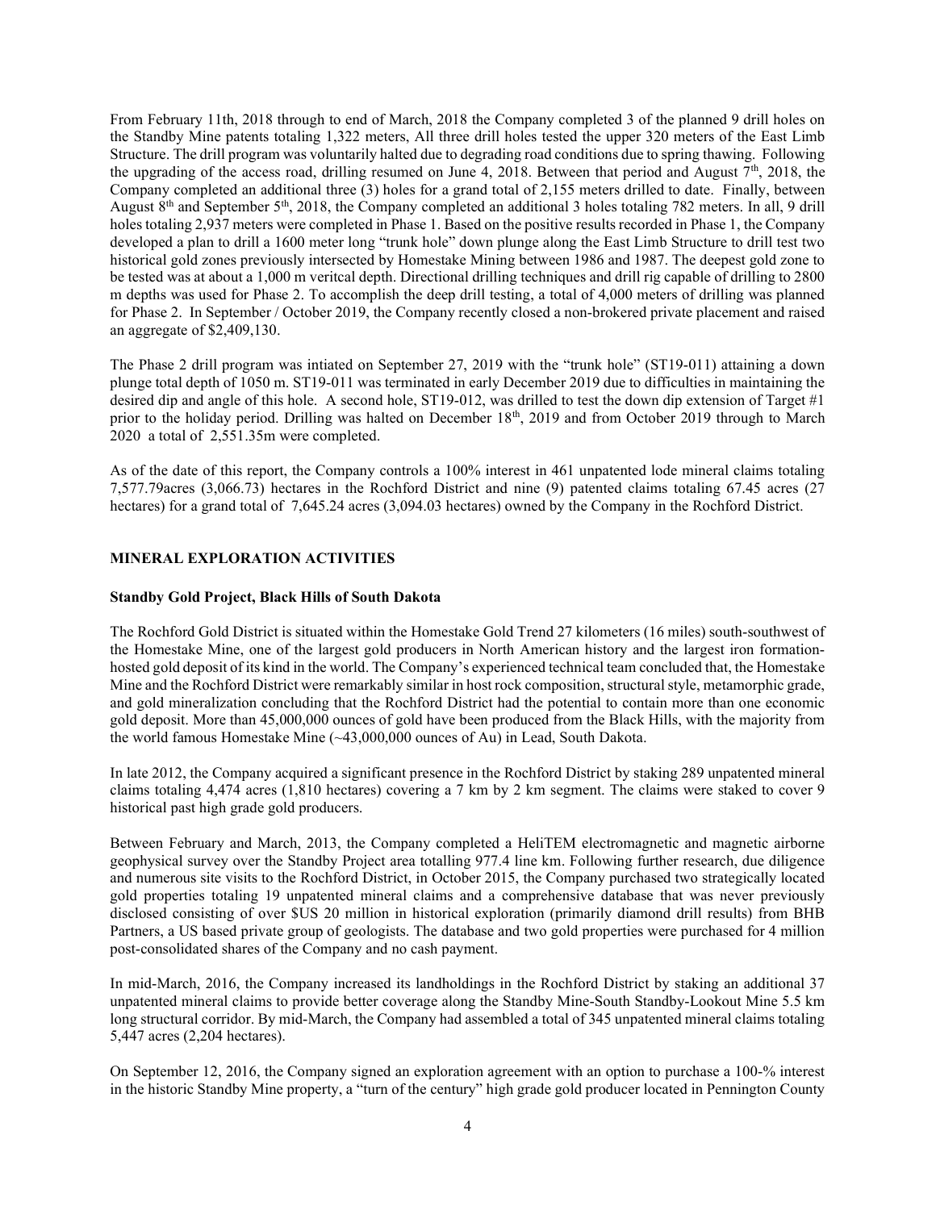From February 11th, 2018 through to end of March, 2018 the Company completed 3 of the planned 9 drill holes on the Standby Mine patents totaling 1,322 meters, All three drill holes tested the upper 320 meters of the East Limb Structure. The drill program was voluntarily halted due to degrading road conditions due to spring thawing. Following the upgrading of the access road, drilling resumed on June 4, 2018. Between that period and August 7th, 2018, the Company completed an additional three (3) holes for a grand total of 2,155 meters drilled to date. Finally, between August 8th and September 5th, 2018, the Company completed an additional 3 holes totaling 782 meters. In all, 9 drill holes totaling 2,937 meters were completed in Phase 1. Based on the positive results recorded in Phase 1, the Company developed a plan to drill a 1600 meter long "trunk hole" down plunge along the East Limb Structure to drill test two historical gold zones previously intersected by Homestake Mining between 1986 and 1987. The deepest gold zone to be tested was at about a 1,000 m veritcal depth. Directional drilling techniques and drill rig capable of drilling to 2800 m depths was used for Phase 2. To accomplish the deep drill testing, a total of 4,000 meters of drilling was planned for Phase 2. In September / October 2019, the Company recently closed a non-brokered private placement and raised an aggregate of $2,409,130.

The Phase 2 drill program was intiated on September 27, 2019 with the "trunk hole" (ST19-011) attaining a down plunge total depth of 1050 m. ST19-011 was terminated in early December 2019 due to difficulties in maintaining the desired dip and angle of this hole. A second hole, ST19-012, was drilled to test the down dip extension of Target #1 prior to the holiday period. Drilling was halted on December 18th, 2019 and from October 2019 through to March 2020 a total of 2,551.35m were completed.

As of the date of this report, the Company controls a 100% interest in 461 unpatented lode mineral claims totaling 7,577.79acres (3,066.73) hectares in the Rochford District and nine (9) patented claims totaling 67.45 acres (27 hectares) for a grand total of 7,645.24 acres (3,094.03 hectares) owned by the Company in the Rochford District.

## MINERAL EXPLORATION ACTIVITIES

### Standby Gold Project, Black Hills of South Dakota

The Rochford Gold District is situated within the Homestake Gold Trend 27 kilometers (16 miles) south-southwest of the Homestake Mine, one of the largest gold producers in North American history and the largest iron formation-hosted gold deposit of its kind in the world. The Company's experienced technical team concluded that, the Homestake Mine and the Rochford District were remarkably similar in host rock composition, structural style, metamorphic grade, and gold mineralization concluding that the Rochford District had the potential to contain more than one economic gold deposit. More than 45,000,000 ounces of gold have been produced from the Black Hills, with the majority from the world famous Homestake Mine (~43,000,000 ounces of Au) in Lead, South Dakota.

In late 2012, the Company acquired a significant presence in the Rochford District by staking 289 unpatented mineral claims totaling 4,474 acres (1,810 hectares) covering a 7 km by 2 km segment. The claims were staked to cover 9 historical past high grade gold producers.

Between February and March, 2013, the Company completed a HeliTEM electromagnetic and magnetic airborne geophysical survey over the Standby Project area totalling 977.4 line km. Following further research, due diligence and numerous site visits to the Rochford District, in October 2015, the Company purchased two strategically located gold properties totaling 19 unpatented mineral claims and a comprehensive database that was never previously disclosed consisting of over $US 20 million in historical exploration (primarily diamond drill results) from BHB Partners, a US based private group of geologists. The database and two gold properties were purchased for 4 million post-consolidated shares of the Company and no cash payment.

In mid-March, 2016, the Company increased its landholdings in the Rochford District by staking an additional 37 unpatented mineral claims to provide better coverage along the Standby Mine-South Standby-Lookout Mine 5.5 km long structural corridor. By mid-March, the Company had assembled a total of 345 unpatented mineral claims totaling 5,447 acres (2,204 hectares).

On September 12, 2016, the Company signed an exploration agreement with an option to purchase a 100-% interest in the historic Standby Mine property, a "turn of the century" high grade gold producer located in Pennington County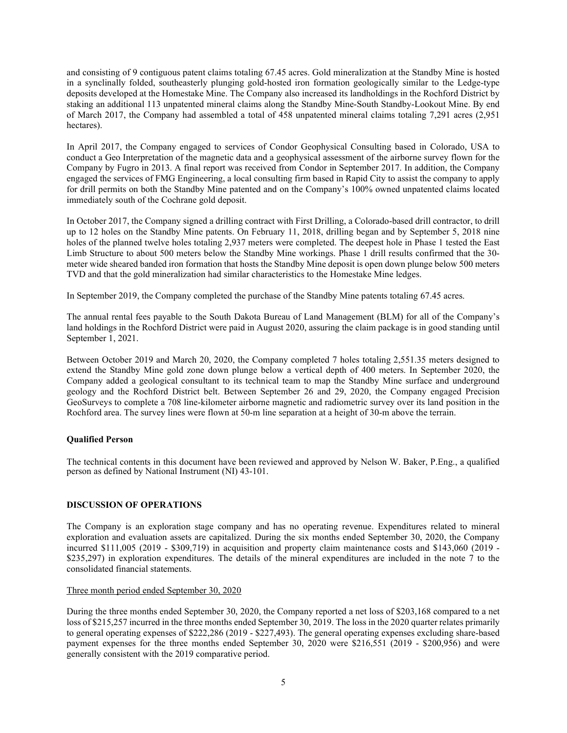and consisting of 9 contiguous patent claims totaling 67.45 acres. Gold mineralization at the Standby Mine is hosted in a synclinally folded, southeasterly plunging gold-hosted iron formation geologically similar to the Ledge-type deposits developed at the Homestake Mine. The Company also increased its landholdings in the Rochford District by staking an additional 113 unpatented mineral claims along the Standby Mine-South Standby-Lookout Mine. By end of March 2017, the Company had assembled a total of 458 unpatented mineral claims totaling 7,291 acres (2,951 hectares).

In April 2017, the Company engaged to services of Condor Geophysical Consulting based in Colorado, USA to conduct a Geo Interpretation of the magnetic data and a geophysical assessment of the airborne survey flown for the Company by Fugro in 2013. A final report was received from Condor in September 2017. In addition, the Company engaged the services of FMG Engineering, a local consulting firm based in Rapid City to assist the company to apply for drill permits on both the Standby Mine patented and on the Company's 100% owned unpatented claims located immediately south of the Cochrane gold deposit.

In October 2017, the Company signed a drilling contract with First Drilling, a Colorado-based drill contractor, to drill up to 12 holes on the Standby Mine patents. On February 11, 2018, drilling began and by September 5, 2018 nine holes of the planned twelve holes totaling 2,937 meters were completed. The deepest hole in Phase 1 tested the East Limb Structure to about 500 meters below the Standby Mine workings. Phase 1 drill results confirmed that the 30-meter wide sheared banded iron formation that hosts the Standby Mine deposit is open down plunge below 500 meters TVD and that the gold mineralization had similar characteristics to the Homestake Mine ledges.

In September 2019, the Company completed the purchase of the Standby Mine patents totaling 67.45 acres.

The annual rental fees payable to the South Dakota Bureau of Land Management (BLM) for all of the Company's land holdings in the Rochford District were paid in August 2020, assuring the claim package is in good standing until September 1, 2021.

Between October 2019 and March 20, 2020, the Company completed 7 holes totaling 2,551.35 meters designed to extend the Standby Mine gold zone down plunge below a vertical depth of 400 meters. In September 2020, the Company added a geological consultant to its technical team to map the Standby Mine surface and underground geology and the Rochford District belt. Between September 26 and 29, 2020, the Company engaged Precision GeoSurveys to complete a 708 line-kilometer airborne magnetic and radiometric survey over its land position in the Rochford area. The survey lines were flown at 50-m line separation at a height of 30-m above the terrain.

### Qualified Person

The technical contents in this document have been reviewed and approved by Nelson W. Baker, P.Eng., a qualified person as defined by National Instrument (NI) 43-101.

## DISCUSSION OF OPERATIONS

The Company is an exploration stage company and has no operating revenue. Expenditures related to mineral exploration and evaluation assets are capitalized. During the six months ended September 30, 2020, the Company incurred $111,005 (2019 - $309,719) in acquisition and property claim maintenance costs and $143,060 (2019 - $235,297) in exploration expenditures. The details of the mineral expenditures are included in the note 7 to the consolidated financial statements.

Three month period ended September 30, 2020

During the three months ended September 30, 2020, the Company reported a net loss of $203,168 compared to a net loss of $215,257 incurred in the three months ended September 30, 2019. The loss in the 2020 quarter relates primarily to general operating expenses of $222,286 (2019 - $227,493). The general operating expenses excluding share-based payment expenses for the three months ended September 30, 2020 were $216,551 (2019 - $200,956) and were generally consistent with the 2019 comparative period.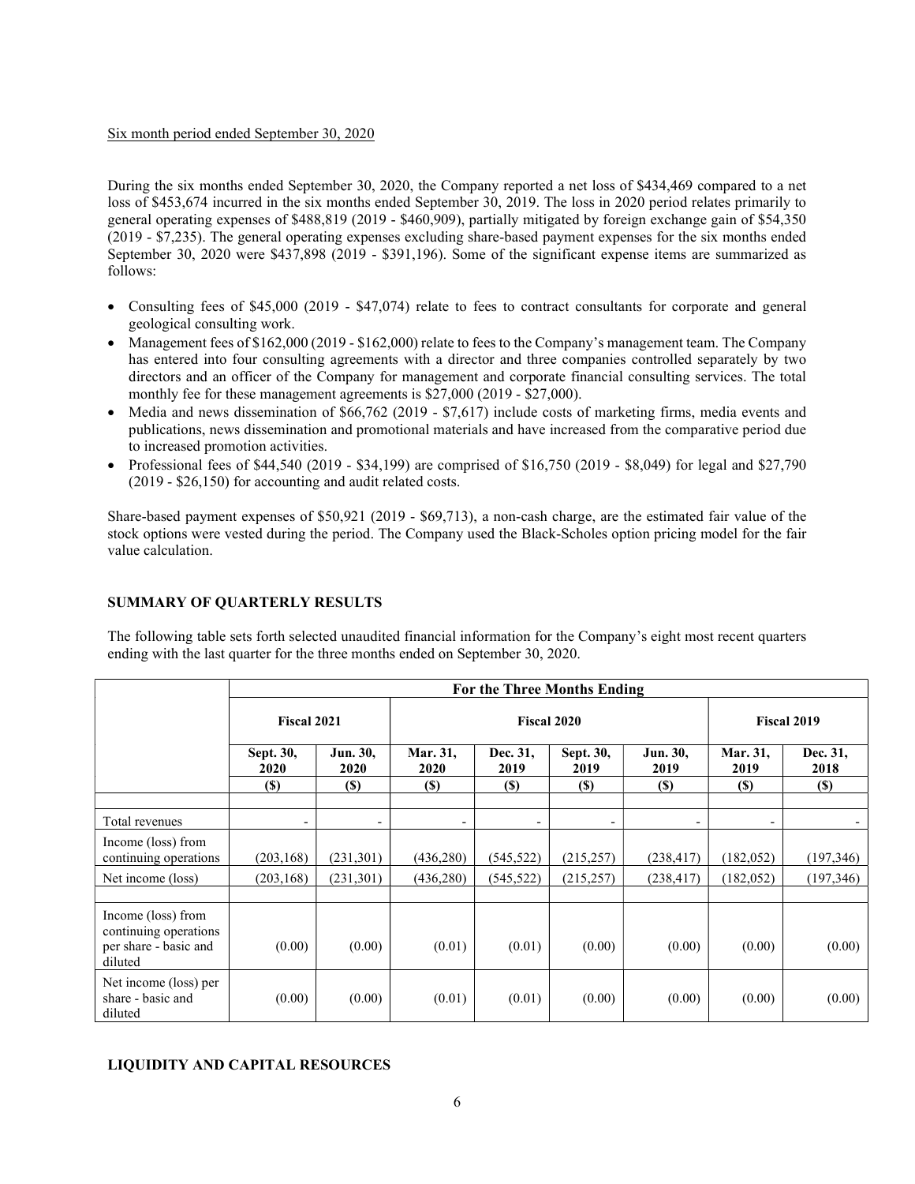Six month period ended September 30, 2020

During the six months ended September 30, 2020, the Company reported a net loss of $434,469 compared to a net loss of $453,674 incurred in the six months ended September 30, 2019. The loss in 2020 period relates primarily to general operating expenses of $488,819 (2019 - $460,909), partially mitigated by foreign exchange gain of $54,350 (2019 - $7,235). The general operating expenses excluding share-based payment expenses for the six months ended September 30, 2020 were $437,898 (2019 - $391,196). Some of the significant expense items are summarized as follows:

- Consulting fees of $45,000 (2019 - $47,074) relate to fees to contract consultants for corporate and general geological consulting work.
- Management fees of $162,000 (2019 - $162,000) relate to fees to the Company's management team. The Company has entered into four consulting agreements with a director and three companies controlled separately by two directors and an officer of the Company for management and corporate financial consulting services. The total monthly fee for these management agreements is $27,000 (2019 - $27,000).
- Media and news dissemination of $66,762 (2019 - $7,617) include costs of marketing firms, media events and publications, news dissemination and promotional materials and have increased from the comparative period due to increased promotion activities.
- Professional fees of $44,540 (2019 - $34,199) are comprised of $16,750 (2019 - $8,049) for legal and $27,790 (2019 - $26,150) for accounting and audit related costs.

Share-based payment expenses of $50,921 (2019 - $69,713), a non-cash charge, are the estimated fair value of the stock options were vested during the period. The Company used the Black-Scholes option pricing model for the fair value calculation.

## SUMMARY OF QUARTERLY RESULTS

The following table sets forth selected unaudited financial information for the Company's eight most recent quarters ending with the last quarter for the three months ended on September 30, 2020.

| | For the Three Months Ending | | | | | | | |
|---|---|---|---|---|---|---|---|---|
| | Fiscal 2021 | | Fiscal 2020 | | | | Fiscal 2019 | |
| | Sept. 30, 2020 | Jun. 30, 2020 | Mar. 31, 2020 | Dec. 31, 2019 | Sept. 30, 2019 | Jun. 30, 2019 | Mar. 31, 2019 | Dec. 31, 2018 |
| | ($) | ($) | ($) | ($) | ($) | ($) | ($) | ($) |
| Total revenues | - | - | - | - | - | - | - | - |
| Income (loss) from continuing operations | (203,168) | (231,301) | (436,280) | (545,522) | (215,257) | (238,417) | (182,052) | (197,346) |
| Net income (loss) | (203,168) | (231,301) | (436,280) | (545,522) | (215,257) | (238,417) | (182,052) | (197,346) |
| Income (loss) from continuing operations per share - basic and diluted | (0.00) | (0.00) | (0.01) | (0.01) | (0.00) | (0.00) | (0.00) | (0.00) |
| Net income (loss) per share - basic and diluted | (0.00) | (0.00) | (0.01) | (0.01) | (0.00) | (0.00) | (0.00) | (0.00) |

## LIQUIDITY AND CAPITAL RESOURCES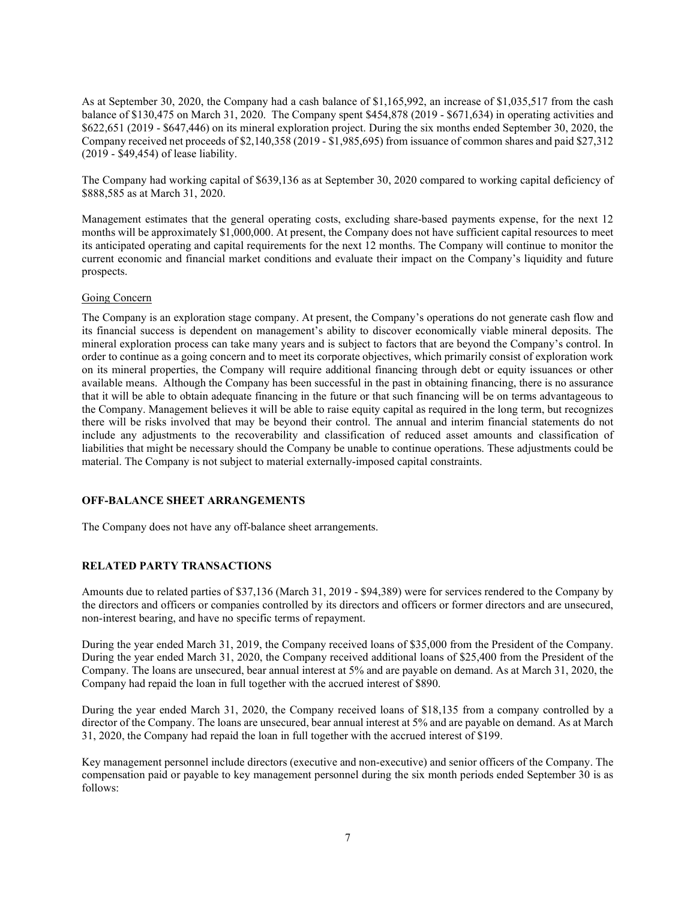As at September 30, 2020, the Company had a cash balance of $1,165,992, an increase of $1,035,517 from the cash balance of $130,475 on March 31, 2020. The Company spent $454,878 (2019 - $671,634) in operating activities and $622,651 (2019 - $647,446) on its mineral exploration project. During the six months ended September 30, 2020, the Company received net proceeds of $2,140,358 (2019 - $1,985,695) from issuance of common shares and paid $27,312 (2019 - $49,454) of lease liability.

The Company had working capital of $639,136 as at September 30, 2020 compared to working capital deficiency of $888,585 as at March 31, 2020.

Management estimates that the general operating costs, excluding share-based payments expense, for the next 12 months will be approximately $1,000,000. At present, the Company does not have sufficient capital resources to meet its anticipated operating and capital requirements for the next 12 months. The Company will continue to monitor the current economic and financial market conditions and evaluate their impact on the Company's liquidity and future prospects.

Going Concern

The Company is an exploration stage company. At present, the Company's operations do not generate cash flow and its financial success is dependent on management's ability to discover economically viable mineral deposits. The mineral exploration process can take many years and is subject to factors that are beyond the Company's control. In order to continue as a going concern and to meet its corporate objectives, which primarily consist of exploration work on its mineral properties, the Company will require additional financing through debt or equity issuances or other available means. Although the Company has been successful in the past in obtaining financing, there is no assurance that it will be able to obtain adequate financing in the future or that such financing will be on terms advantageous to the Company. Management believes it will be able to raise equity capital as required in the long term, but recognizes there will be risks involved that may be beyond their control. The annual and interim financial statements do not include any adjustments to the recoverability and classification of reduced asset amounts and classification of liabilities that might be necessary should the Company be unable to continue operations. These adjustments could be material. The Company is not subject to material externally-imposed capital constraints.

## OFF-BALANCE SHEET ARRANGEMENTS

The Company does not have any off-balance sheet arrangements.

## RELATED PARTY TRANSACTIONS

Amounts due to related parties of $37,136 (March 31, 2019 - $94,389) were for services rendered to the Company by the directors and officers or companies controlled by its directors and officers or former directors and are unsecured, non-interest bearing, and have no specific terms of repayment.

During the year ended March 31, 2019, the Company received loans of $35,000 from the President of the Company. During the year ended March 31, 2020, the Company received additional loans of $25,400 from the President of the Company. The loans are unsecured, bear annual interest at 5% and are payable on demand. As at March 31, 2020, the Company had repaid the loan in full together with the accrued interest of $890.

During the year ended March 31, 2020, the Company received loans of $18,135 from a company controlled by a director of the Company. The loans are unsecured, bear annual interest at 5% and are payable on demand. As at March 31, 2020, the Company had repaid the loan in full together with the accrued interest of $199.

Key management personnel include directors (executive and non-executive) and senior officers of the Company. The compensation paid or payable to key management personnel during the six month periods ended September 30 is as follows: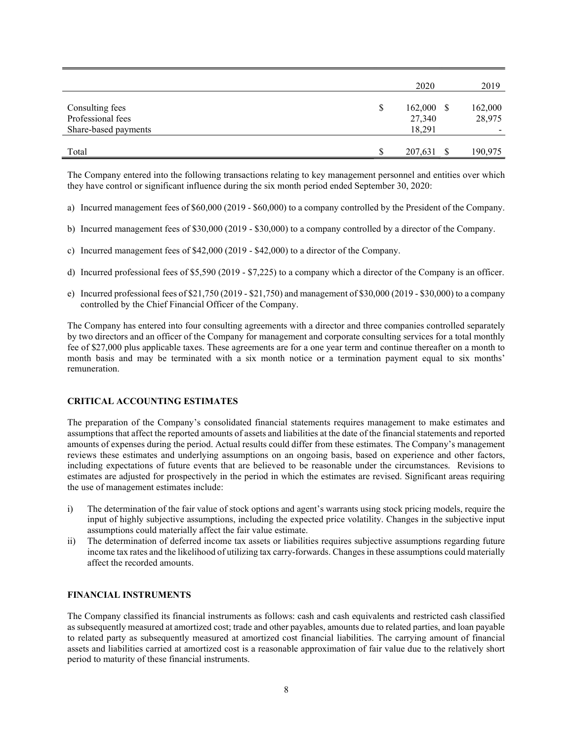| | 2020 | 2019 |
|---|---|---|
| Consulting fees | $ 162,000 | $ 162,000 |
| Professional fees | 27,340 | 28,975 |
| Share-based payments | 18,291 | - |
| Total | $ 207,631 | $ 190,975 |

The Company entered into the following transactions relating to key management personnel and entities over which they have control or significant influence during the six month period ended September 30, 2020:

a) Incurred management fees of $60,000 (2019 - $60,000) to a company controlled by the President of the Company.

b) Incurred management fees of $30,000 (2019 - $30,000) to a company controlled by a director of the Company.

c) Incurred management fees of $42,000 (2019 - $42,000) to a director of the Company.

d) Incurred professional fees of $5,590 (2019 - $7,225) to a company which a director of the Company is an officer.

e) Incurred professional fees of $21,750 (2019 - $21,750) and management of $30,000 (2019 - $30,000) to a company controlled by the Chief Financial Officer of the Company.

The Company has entered into four consulting agreements with a director and three companies controlled separately by two directors and an officer of the Company for management and corporate consulting services for a total monthly fee of $27,000 plus applicable taxes. These agreements are for a one year term and continue thereafter on a month to month basis and may be terminated with a six month notice or a termination payment equal to six months' remuneration.

## CRITICAL ACCOUNTING ESTIMATES

The preparation of the Company's consolidated financial statements requires management to make estimates and assumptions that affect the reported amounts of assets and liabilities at the date of the financial statements and reported amounts of expenses during the period. Actual results could differ from these estimates. The Company's management reviews these estimates and underlying assumptions on an ongoing basis, based on experience and other factors, including expectations of future events that are believed to be reasonable under the circumstances. Revisions to estimates are adjusted for prospectively in the period in which the estimates are revised. Significant areas requiring the use of management estimates include:

i) The determination of the fair value of stock options and agent's warrants using stock pricing models, require the input of highly subjective assumptions, including the expected price volatility. Changes in the subjective input assumptions could materially affect the fair value estimate.

ii) The determination of deferred income tax assets or liabilities requires subjective assumptions regarding future income tax rates and the likelihood of utilizing tax carry-forwards. Changes in these assumptions could materially affect the recorded amounts.

## FINANCIAL INSTRUMENTS

The Company classified its financial instruments as follows: cash and cash equivalents and restricted cash classified as subsequently measured at amortized cost; trade and other payables, amounts due to related parties, and loan payable to related party as subsequently measured at amortized cost financial liabilities. The carrying amount of financial assets and liabilities carried at amortized cost is a reasonable approximation of fair value due to the relatively short period to maturity of these financial instruments.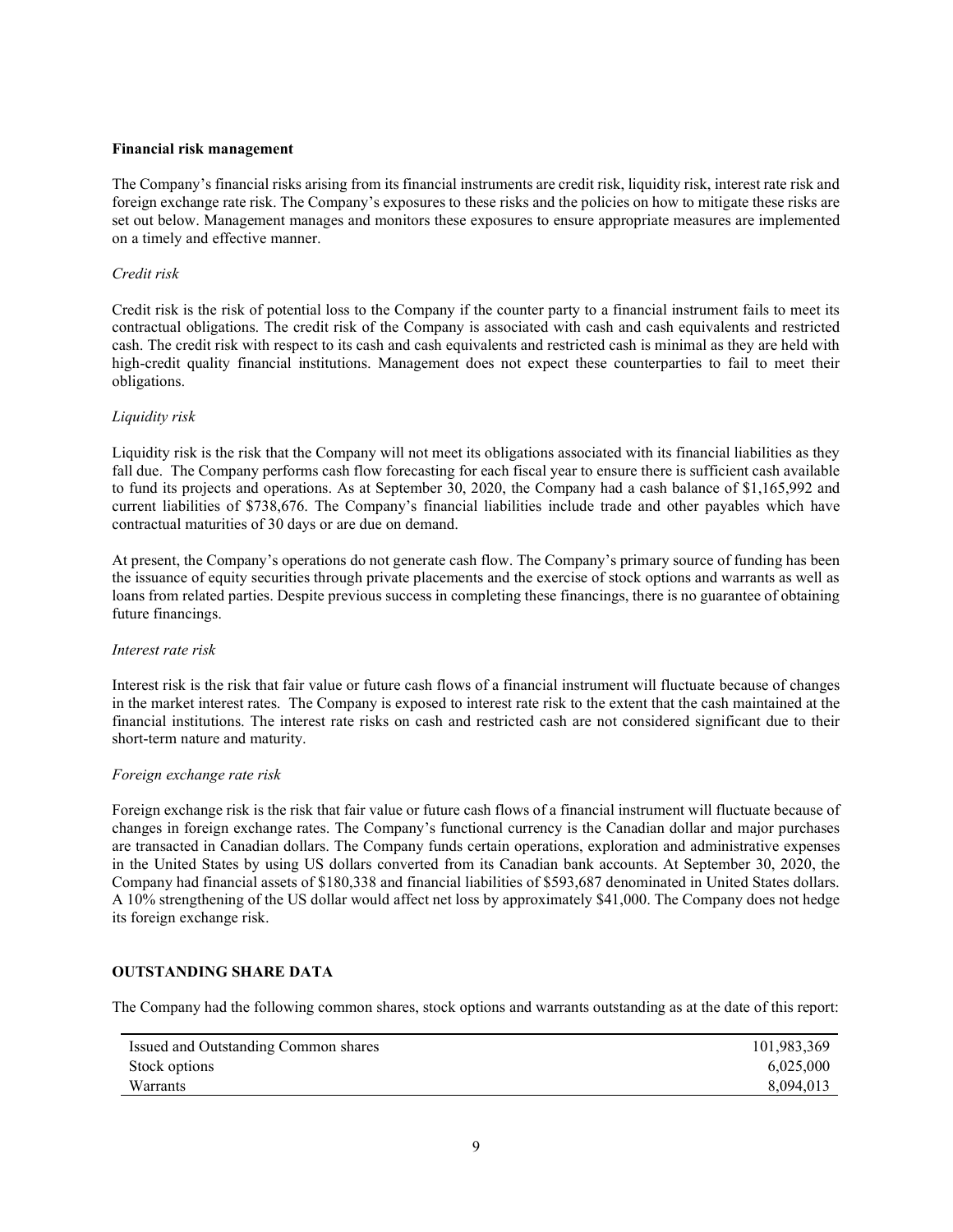**Financial risk management**

The Company's financial risks arising from its financial instruments are credit risk, liquidity risk, interest rate risk and foreign exchange rate risk. The Company's exposures to these risks and the policies on how to mitigate these risks are set out below. Management manages and monitors these exposures to ensure appropriate measures are implemented on a timely and effective manner.

*Credit risk*

Credit risk is the risk of potential loss to the Company if the counter party to a financial instrument fails to meet its contractual obligations. The credit risk of the Company is associated with cash and cash equivalents and restricted cash. The credit risk with respect to its cash and cash equivalents and restricted cash is minimal as they are held with high-credit quality financial institutions. Management does not expect these counterparties to fail to meet their obligations.

*Liquidity risk*

Liquidity risk is the risk that the Company will not meet its obligations associated with its financial liabilities as they fall due. The Company performs cash flow forecasting for each fiscal year to ensure there is sufficient cash available to fund its projects and operations. As at September 30, 2020, the Company had a cash balance of $1,165,992 and current liabilities of $738,676. The Company's financial liabilities include trade and other payables which have contractual maturities of 30 days or are due on demand.

At present, the Company's operations do not generate cash flow. The Company's primary source of funding has been the issuance of equity securities through private placements and the exercise of stock options and warrants as well as loans from related parties. Despite previous success in completing these financings, there is no guarantee of obtaining future financings.

*Interest rate risk*

Interest risk is the risk that fair value or future cash flows of a financial instrument will fluctuate because of changes in the market interest rates. The Company is exposed to interest rate risk to the extent that the cash maintained at the financial institutions. The interest rate risks on cash and restricted cash are not considered significant due to their short-term nature and maturity.

*Foreign exchange rate risk*

Foreign exchange risk is the risk that fair value or future cash flows of a financial instrument will fluctuate because of changes in foreign exchange rates. The Company's functional currency is the Canadian dollar and major purchases are transacted in Canadian dollars. The Company funds certain operations, exploration and administrative expenses in the United States by using US dollars converted from its Canadian bank accounts. At September 30, 2020, the Company had financial assets of $180,338 and financial liabilities of $593,687 denominated in United States dollars. A 10% strengthening of the US dollar would affect net loss by approximately $41,000. The Company does not hedge its foreign exchange risk.

**OUTSTANDING SHARE DATA**

The Company had the following common shares, stock options and warrants outstanding as at the date of this report:

| | |
|---|---|
| Issued and Outstanding Common shares | 101,983,369 |
| Stock options | 6,025,000 |
| Warrants | 8,094,013 |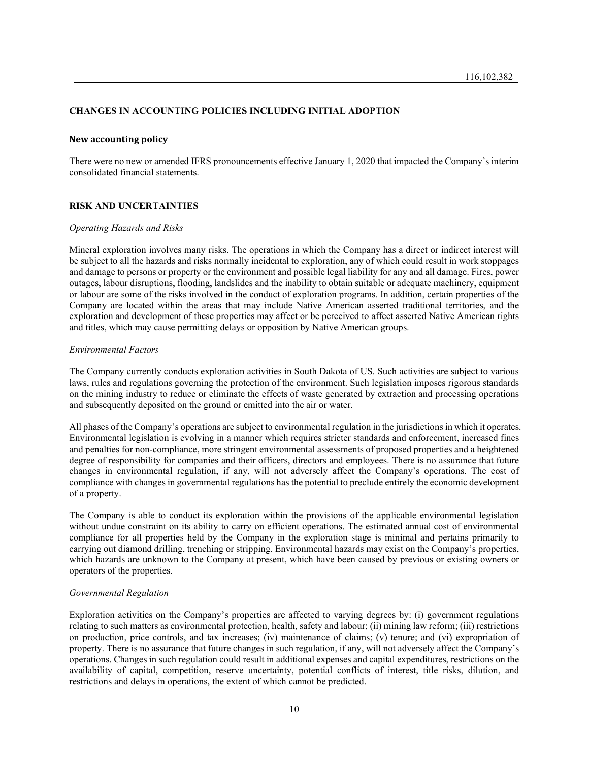116,102,382

## CHANGES IN ACCOUNTING POLICIES INCLUDING INITIAL ADOPTION

### New accounting policy

There were no new or amended IFRS pronouncements effective January 1, 2020 that impacted the Company's interim consolidated financial statements.

## RISK AND UNCERTAINTIES

*Operating Hazards and Risks*

Mineral exploration involves many risks. The operations in which the Company has a direct or indirect interest will be subject to all the hazards and risks normally incidental to exploration, any of which could result in work stoppages and damage to persons or property or the environment and possible legal liability for any and all damage. Fires, power outages, labour disruptions, flooding, landslides and the inability to obtain suitable or adequate machinery, equipment or labour are some of the risks involved in the conduct of exploration programs. In addition, certain properties of the Company are located within the areas that may include Native American asserted traditional territories, and the exploration and development of these properties may affect or be perceived to affect asserted Native American rights and titles, which may cause permitting delays or opposition by Native American groups.

*Environmental Factors*

The Company currently conducts exploration activities in South Dakota of US. Such activities are subject to various laws, rules and regulations governing the protection of the environment. Such legislation imposes rigorous standards on the mining industry to reduce or eliminate the effects of waste generated by extraction and processing operations and subsequently deposited on the ground or emitted into the air or water.

All phases of the Company's operations are subject to environmental regulation in the jurisdictions in which it operates. Environmental legislation is evolving in a manner which requires stricter standards and enforcement, increased fines and penalties for non-compliance, more stringent environmental assessments of proposed properties and a heightened degree of responsibility for companies and their officers, directors and employees. There is no assurance that future changes in environmental regulation, if any, will not adversely affect the Company's operations. The cost of compliance with changes in governmental regulations has the potential to preclude entirely the economic development of a property.

The Company is able to conduct its exploration within the provisions of the applicable environmental legislation without undue constraint on its ability to carry on efficient operations. The estimated annual cost of environmental compliance for all properties held by the Company in the exploration stage is minimal and pertains primarily to carrying out diamond drilling, trenching or stripping. Environmental hazards may exist on the Company's properties, which hazards are unknown to the Company at present, which have been caused by previous or existing owners or operators of the properties.

*Governmental Regulation*

Exploration activities on the Company's properties are affected to varying degrees by: (i) government regulations relating to such matters as environmental protection, health, safety and labour; (ii) mining law reform; (iii) restrictions on production, price controls, and tax increases; (iv) maintenance of claims; (v) tenure; and (vi) expropriation of property. There is no assurance that future changes in such regulation, if any, will not adversely affect the Company's operations. Changes in such regulation could result in additional expenses and capital expenditures, restrictions on the availability of capital, competition, reserve uncertainty, potential conflicts of interest, title risks, dilution, and restrictions and delays in operations, the extent of which cannot be predicted.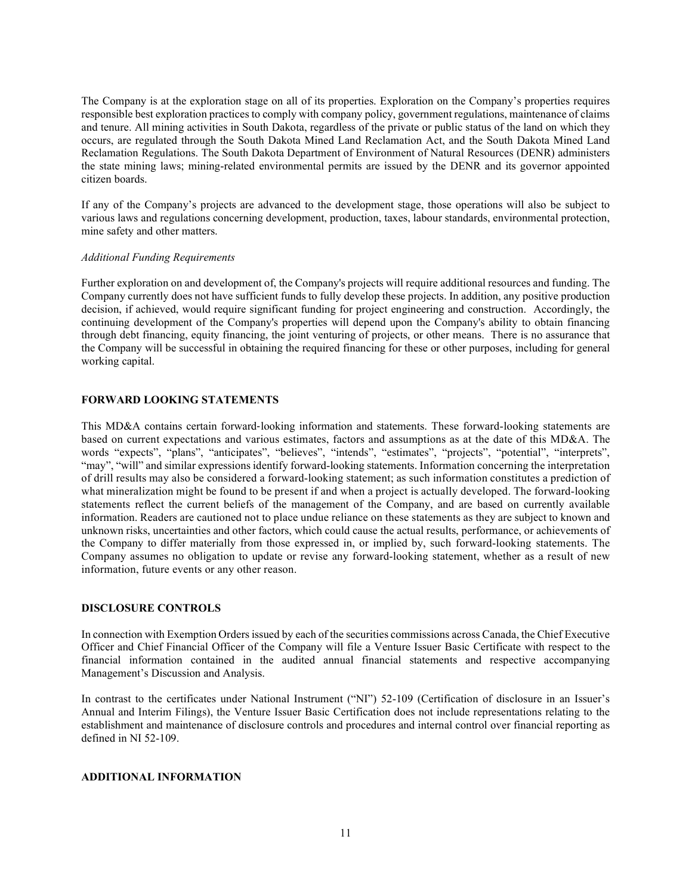The Company is at the exploration stage on all of its properties. Exploration on the Company's properties requires responsible best exploration practices to comply with company policy, government regulations, maintenance of claims and tenure. All mining activities in South Dakota, regardless of the private or public status of the land on which they occurs, are regulated through the South Dakota Mined Land Reclamation Act, and the South Dakota Mined Land Reclamation Regulations. The South Dakota Department of Environment of Natural Resources (DENR) administers the state mining laws; mining-related environmental permits are issued by the DENR and its governor appointed citizen boards.

If any of the Company's projects are advanced to the development stage, those operations will also be subject to various laws and regulations concerning development, production, taxes, labour standards, environmental protection, mine safety and other matters.

*Additional Funding Requirements*

Further exploration on and development of, the Company's projects will require additional resources and funding. The Company currently does not have sufficient funds to fully develop these projects. In addition, any positive production decision, if achieved, would require significant funding for project engineering and construction. Accordingly, the continuing development of the Company's properties will depend upon the Company's ability to obtain financing through debt financing, equity financing, the joint venturing of projects, or other means. There is no assurance that the Company will be successful in obtaining the required financing for these or other purposes, including for general working capital.

## FORWARD LOOKING STATEMENTS

This MD&A contains certain forward-looking information and statements. These forward-looking statements are based on current expectations and various estimates, factors and assumptions as at the date of this MD&A. The words "expects", "plans", "anticipates", "believes", "intends", "estimates", "projects", "potential", "interprets", "may", "will" and similar expressions identify forward-looking statements. Information concerning the interpretation of drill results may also be considered a forward-looking statement; as such information constitutes a prediction of what mineralization might be found to be present if and when a project is actually developed. The forward-looking statements reflect the current beliefs of the management of the Company, and are based on currently available information. Readers are cautioned not to place undue reliance on these statements as they are subject to known and unknown risks, uncertainties and other factors, which could cause the actual results, performance, or achievements of the Company to differ materially from those expressed in, or implied by, such forward-looking statements. The Company assumes no obligation to update or revise any forward-looking statement, whether as a result of new information, future events or any other reason.

## DISCLOSURE CONTROLS

In connection with Exemption Orders issued by each of the securities commissions across Canada, the Chief Executive Officer and Chief Financial Officer of the Company will file a Venture Issuer Basic Certificate with respect to the financial information contained in the audited annual financial statements and respective accompanying Management's Discussion and Analysis.

In contrast to the certificates under National Instrument ("NI") 52-109 (Certification of disclosure in an Issuer's Annual and Interim Filings), the Venture Issuer Basic Certification does not include representations relating to the establishment and maintenance of disclosure controls and procedures and internal control over financial reporting as defined in NI 52-109.

## ADDITIONAL INFORMATION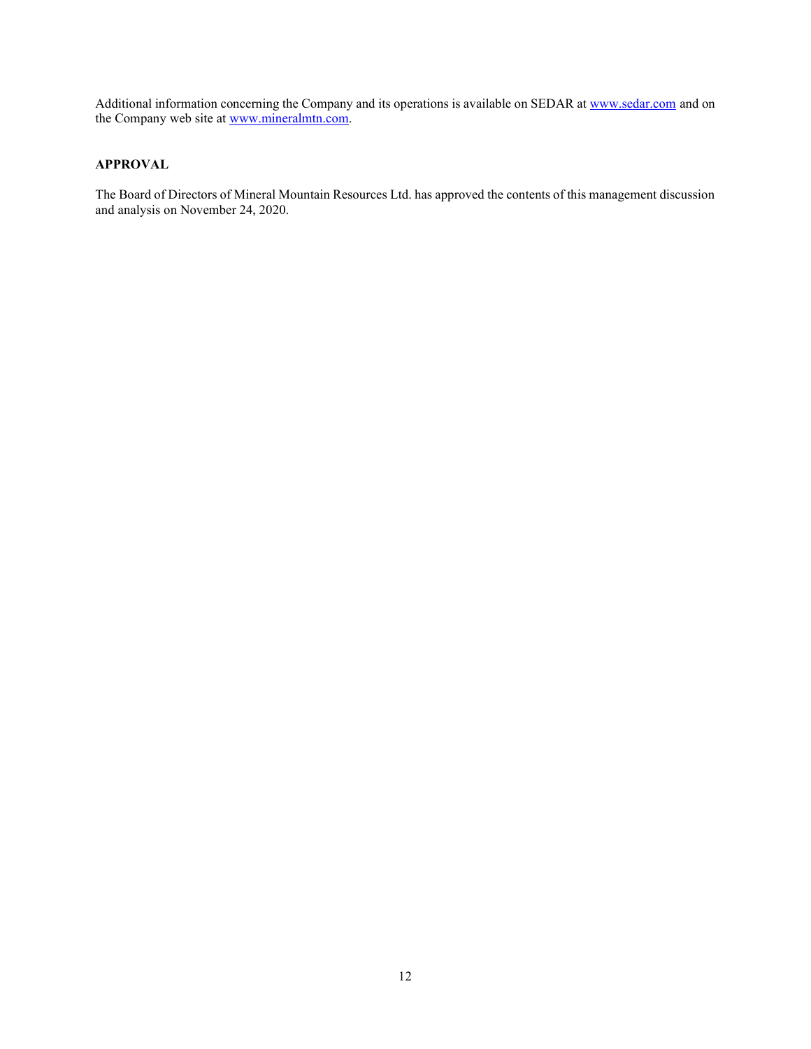Additional information concerning the Company and its operations is available on SEDAR at www.sedar.com and on the Company web site at www.mineralmtn.com.

## APPROVAL

The Board of Directors of Mineral Mountain Resources Ltd. has approved the contents of this management discussion and analysis on November 24, 2020.